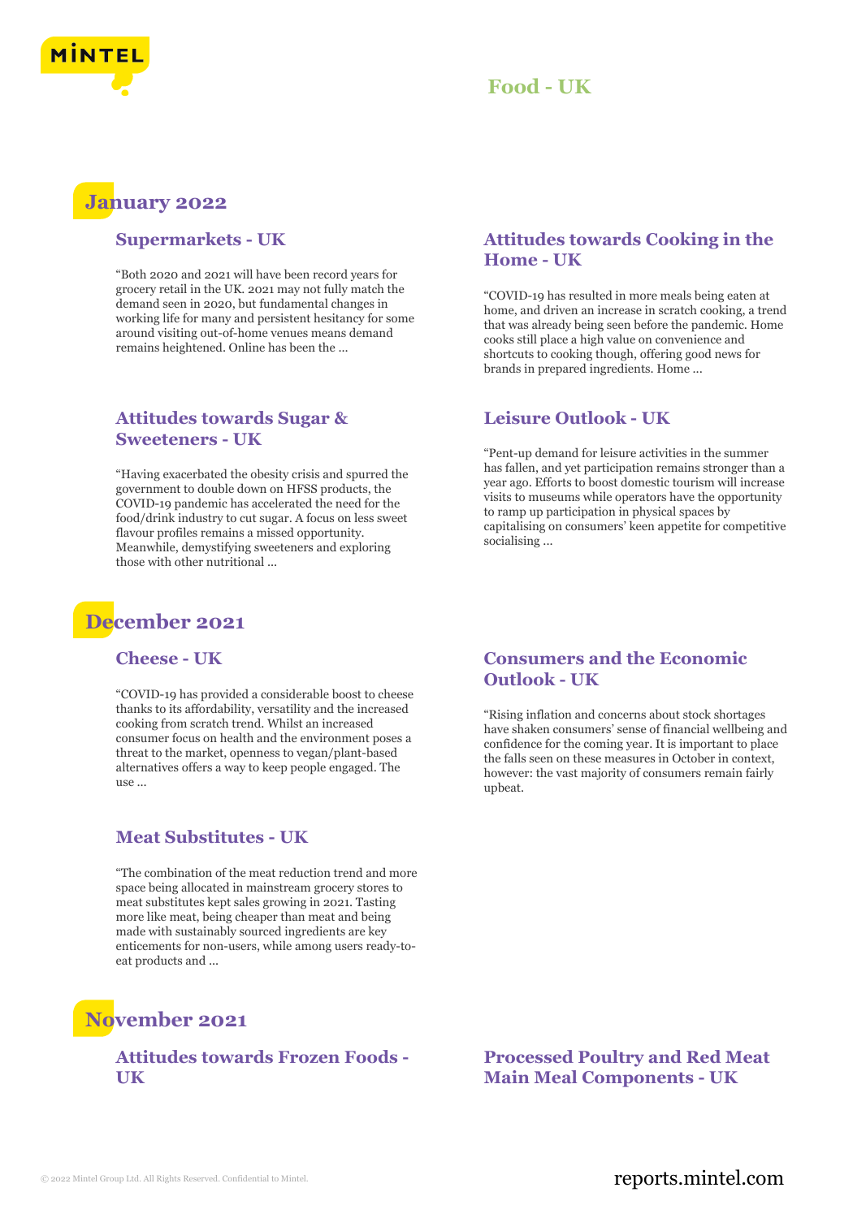# Food - UK

## January 2022

### Supermarkets - UK

"Both 2020 and 2021 will have been record years for grocery retail in the UK. 2021 may not fully match the demand seen in 2020, but fundamental changes in working life for many and persistent hesitancy for some around visiting out-of-home venues means demand remains heightened. Online has been the ...

### Attitudes towards Cooking in the Home - UK

"COVID-19 has resulted in more meals being eaten at home, and driven an increase in scratch cooking, a trend that was already being seen before the pandemic. Home cooks still place a high value on convenience and shortcuts to cooking though, offering good news for brands in prepared ingredients. Home ...

### Attitudes towards Sugar & Sweeteners - UK

"Having exacerbated the obesity crisis and spurred the government to double down on HFSS products, the COVID-19 pandemic has accelerated the need for the food/drink industry to cut sugar. A focus on less sweet flavour profiles remains a missed opportunity. Meanwhile, demystifying sweeteners and exploring those with other nutritional ...

### Leisure Outlook - UK

"Pent-up demand for leisure activities in the summer has fallen, and yet participation remains stronger than a year ago. Efforts to boost domestic tourism will increase visits to museums while operators have the opportunity to ramp up participation in physical spaces by capitalising on consumers' keen appetite for competitive socialising ...

## December 2021

### Cheese - UK

"COVID-19 has provided a considerable boost to cheese thanks to its affordability, versatility and the increased cooking from scratch trend. Whilst an increased consumer focus on health and the environment poses a threat to the market, openness to vegan/plant-based alternatives offers a way to keep people engaged. The use ...

### Consumers and the Economic Outlook - UK

"Rising inflation and concerns about stock shortages have shaken consumers' sense of financial wellbeing and confidence for the coming year. It is important to place the falls seen on these measures in October in context, however: the vast majority of consumers remain fairly upbeat.

### Meat Substitutes - UK

"The combination of the meat reduction trend and more space being allocated in mainstream grocery stores to meat substitutes kept sales growing in 2021. Tasting more like meat, being cheaper than meat and being made with sustainably sourced ingredients are key enticements for non-users, while among users ready-to-eat products and ...

## November 2021

### Attitudes towards Frozen Foods - UK

### Processed Poultry and Red Meat Main Meal Components - UK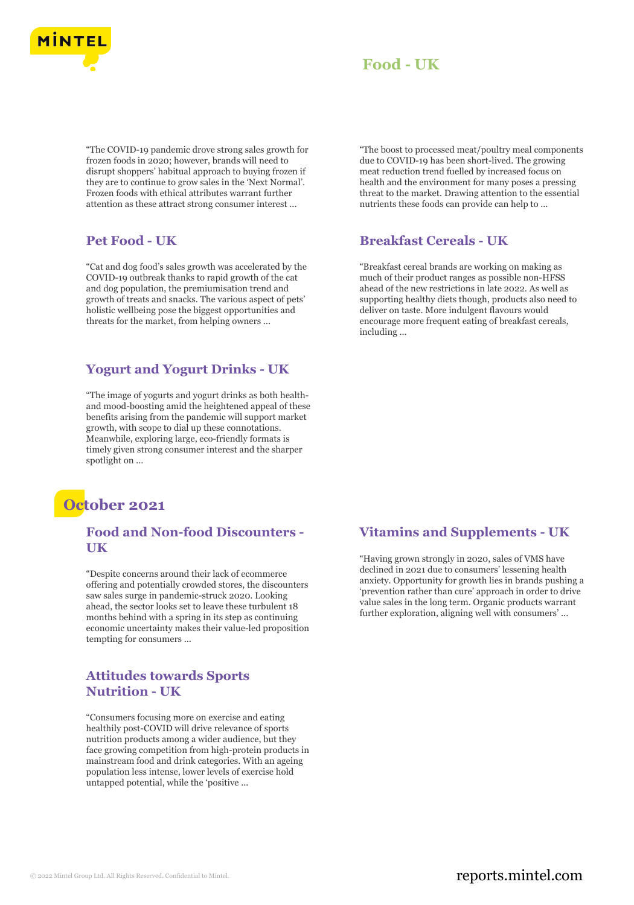"The COVID-19 pandemic drove strong sales growth for frozen foods in 2020; however, brands will need to disrupt shoppers' habitual approach to buying frozen if they are to continue to grow sales in the 'Next Normal'. Frozen foods with ethical attributes warrant further attention as these attract strong consumer interest ...

"The boost to processed meat/poultry meal components due to COVID-19 has been short-lived. The growing meat reduction trend fuelled by increased focus on health and the environment for many poses a pressing threat to the market. Drawing attention to the essential nutrients these foods can provide can help to ...

### Pet Food - UK

"Cat and dog food's sales growth was accelerated by the COVID-19 outbreak thanks to rapid growth of the cat and dog population, the premiumisation trend and growth of treats and snacks. The various aspect of pets' holistic wellbeing pose the biggest opportunities and threats for the market, from helping owners ...

### Breakfast Cereals - UK

"Breakfast cereal brands are working on making as much of their product ranges as possible non-HFSS ahead of the new restrictions in late 2022. As well as supporting healthy diets though, products also need to deliver on taste. More indulgent flavours would encourage more frequent eating of breakfast cereals, including ...

### Yogurt and Yogurt Drinks - UK

"The image of yogurts and yogurt drinks as both health- and mood-boosting amid the heightened appeal of these benefits arising from the pandemic will support market growth, with scope to dial up these connotations. Meanwhile, exploring large, eco-friendly formats is timely given strong consumer interest and the sharper spotlight on ...

## October 2021

### Food and Non-food Discounters - UK

"Despite concerns around their lack of ecommerce offering and potentially crowded stores, the discounters saw sales surge in pandemic-struck 2020. Looking ahead, the sector looks set to leave these turbulent 18 months behind with a spring in its step as continuing economic uncertainty makes their value-led proposition tempting for consumers ...

### Vitamins and Supplements - UK

"Having grown strongly in 2020, sales of VMS have declined in 2021 due to consumers' lessening health anxiety. Opportunity for growth lies in brands pushing a 'prevention rather than cure' approach in order to drive value sales in the long term. Organic products warrant further exploration, aligning well with consumers' ...

### Attitudes towards Sports Nutrition - UK

"Consumers focusing more on exercise and eating healthily post-COVID will drive relevance of sports nutrition products among a wider audience, but they face growing competition from high-protein products in mainstream food and drink categories. With an ageing population less intense, lower levels of exercise hold untapped potential, while the 'positive ...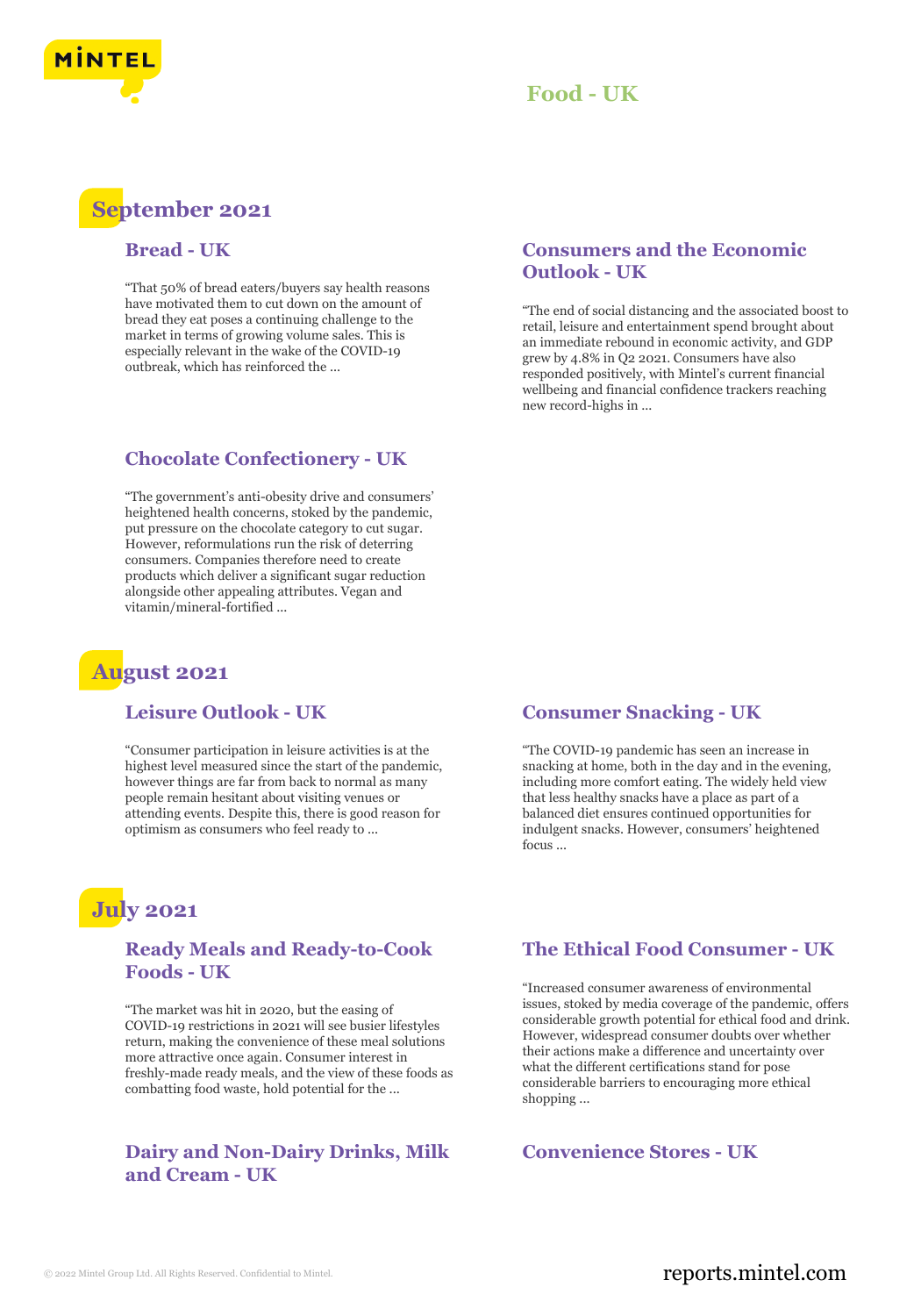# Food - UK

## September 2021

### Bread - UK

"That 50% of bread eaters/buyers say health reasons have motivated them to cut down on the amount of bread they eat poses a continuing challenge to the market in terms of growing volume sales. This is especially relevant in the wake of the COVID-19 outbreak, which has reinforced the ...

### Consumers and the Economic Outlook - UK

"The end of social distancing and the associated boost to retail, leisure and entertainment spend brought about an immediate rebound in economic activity, and GDP grew by 4.8% in Q2 2021. Consumers have also responded positively, with Mintel's current financial wellbeing and financial confidence trackers reaching new record-highs in ...

### Chocolate Confectionery - UK

"The government's anti-obesity drive and consumers' heightened health concerns, stoked by the pandemic, put pressure on the chocolate category to cut sugar. However, reformulations run the risk of deterring consumers. Companies therefore need to create products which deliver a significant sugar reduction alongside other appealing attributes. Vegan and vitamin/mineral-fortified ...

## August 2021

### Leisure Outlook - UK

"Consumer participation in leisure activities is at the highest level measured since the start of the pandemic, however things are far from back to normal as many people remain hesitant about visiting venues or attending events. Despite this, there is good reason for optimism as consumers who feel ready to ...

### Consumer Snacking - UK

"The COVID-19 pandemic has seen an increase in snacking at home, both in the day and in the evening, including more comfort eating. The widely held view that less healthy snacks have a place as part of a balanced diet ensures continued opportunities for indulgent snacks. However, consumers' heightened focus ...

## July 2021

### Ready Meals and Ready-to-Cook Foods - UK

"The market was hit in 2020, but the easing of COVID-19 restrictions in 2021 will see busier lifestyles return, making the convenience of these meal solutions more attractive once again. Consumer interest in freshly-made ready meals, and the view of these foods as combatting food waste, hold potential for the ...

### The Ethical Food Consumer - UK

"Increased consumer awareness of environmental issues, stoked by media coverage of the pandemic, offers considerable growth potential for ethical food and drink. However, widespread consumer doubts over whether their actions make a difference and uncertainty over what the different certifications stand for pose considerable barriers to encouraging more ethical shopping ...

### Dairy and Non-Dairy Drinks, Milk and Cream - UK

### Convenience Stores - UK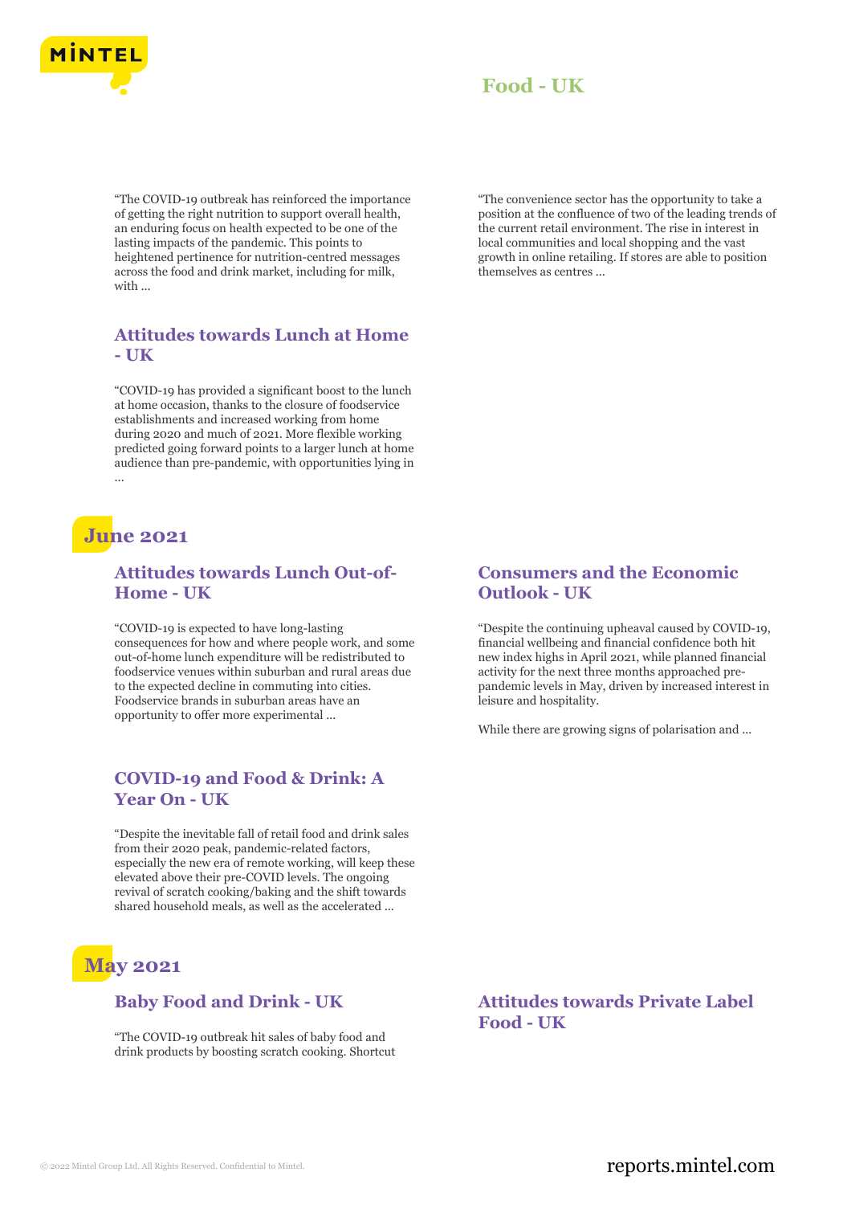"The COVID-19 outbreak has reinforced the importance of getting the right nutrition to support overall health, an enduring focus on health expected to be one of the lasting impacts of the pandemic. This points to heightened pertinence for nutrition-centred messages across the food and drink market, including for milk, with ...

"The convenience sector has the opportunity to take a position at the confluence of two of the leading trends of the current retail environment. The rise in interest in local communities and local shopping and the vast growth in online retailing. If stores are able to position themselves as centres ...

### Attitudes towards Lunch at Home - UK

"COVID-19 has provided a significant boost to the lunch at home occasion, thanks to the closure of foodservice establishments and increased working from home during 2020 and much of 2021. More flexible working predicted going forward points to a larger lunch at home audience than pre-pandemic, with opportunities lying in ...

## June 2021

### Attitudes towards Lunch Out-of-Home - UK

"COVID-19 is expected to have long-lasting consequences for how and where people work, and some out-of-home lunch expenditure will be redistributed to foodservice venues within suburban and rural areas due to the expected decline in commuting into cities. Foodservice brands in suburban areas have an opportunity to offer more experimental ...

### Consumers and the Economic Outlook - UK

"Despite the continuing upheaval caused by COVID-19, financial wellbeing and financial confidence both hit new index highs in April 2021, while planned financial activity for the next three months approached pre-pandemic levels in May, driven by increased interest in leisure and hospitality.

While there are growing signs of polarisation and ...

### COVID-19 and Food & Drink: A Year On - UK

"Despite the inevitable fall of retail food and drink sales from their 2020 peak, pandemic-related factors, especially the new era of remote working, will keep these elevated above their pre-COVID levels. The ongoing revival of scratch cooking/baking and the shift towards shared household meals, as well as the accelerated ...

## May 2021

### Baby Food and Drink - UK

"The COVID-19 outbreak hit sales of baby food and drink products by boosting scratch cooking. Shortcut

### Attitudes towards Private Label Food - UK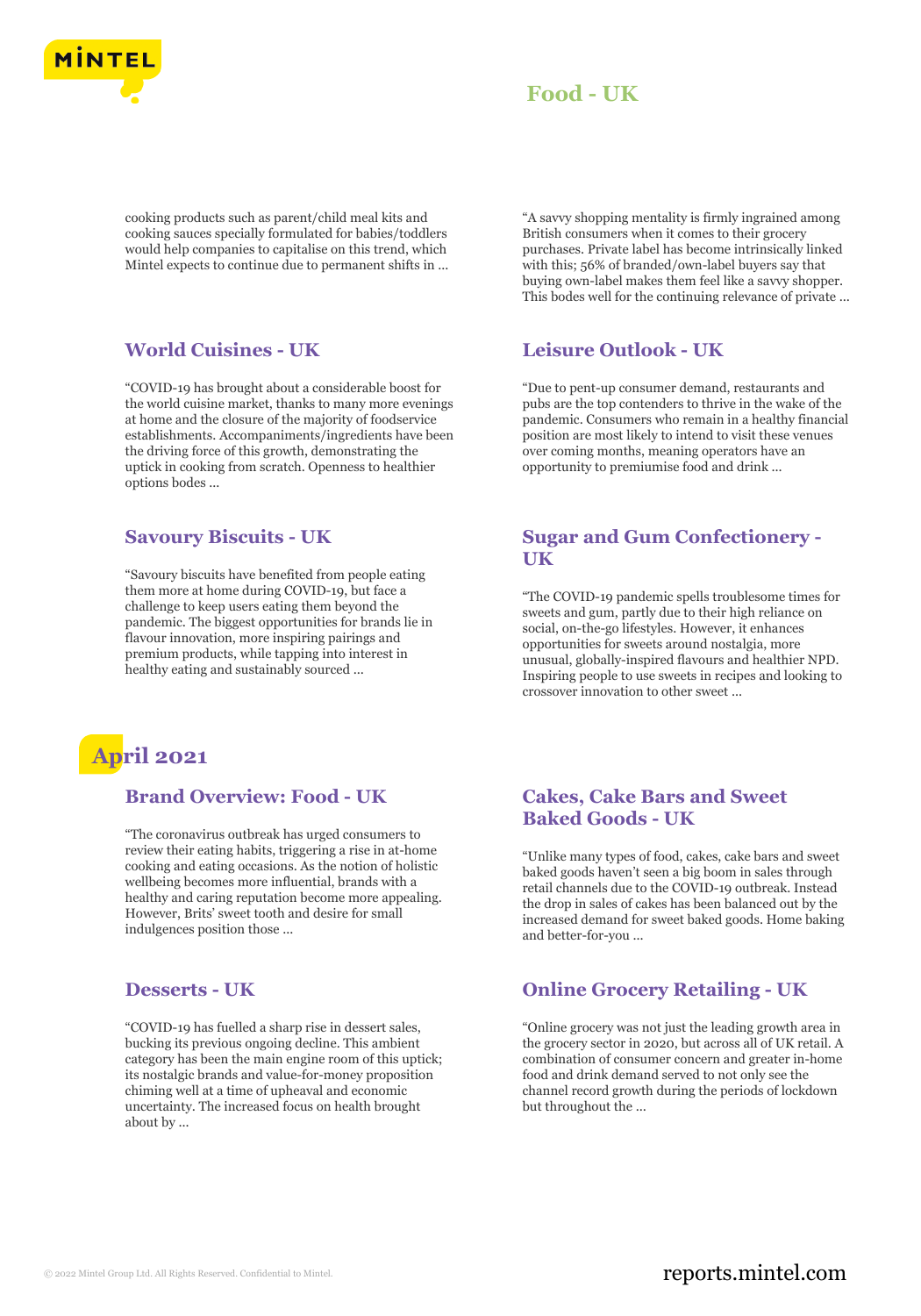cooking products such as parent/child meal kits and cooking sauces specially formulated for babies/toddlers would help companies to capitalise on this trend, which Mintel expects to continue due to permanent shifts in ...

"A savvy shopping mentality is firmly ingrained among British consumers when it comes to their grocery purchases. Private label has become intrinsically linked with this; 56% of branded/own-label buyers say that buying own-label makes them feel like a savvy shopper. This bodes well for the continuing relevance of private ...

### World Cuisines - UK

"COVID-19 has brought about a considerable boost for the world cuisine market, thanks to many more evenings at home and the closure of the majority of foodservice establishments. Accompaniments/ingredients have been the driving force of this growth, demonstrating the uptick in cooking from scratch. Openness to healthier options bodes ...

### Leisure Outlook - UK

"Due to pent-up consumer demand, restaurants and pubs are the top contenders to thrive in the wake of the pandemic. Consumers who remain in a healthy financial position are most likely to intend to visit these venues over coming months, meaning operators have an opportunity to premiumise food and drink ...

### Savoury Biscuits - UK

"Savoury biscuits have benefited from people eating them more at home during COVID-19, but face a challenge to keep users eating them beyond the pandemic. The biggest opportunities for brands lie in flavour innovation, more inspiring pairings and premium products, while tapping into interest in healthy eating and sustainably sourced ...

### Sugar and Gum Confectionery - UK

"The COVID-19 pandemic spells troublesome times for sweets and gum, partly due to their high reliance on social, on-the-go lifestyles. However, it enhances opportunities for sweets around nostalgia, more unusual, globally-inspired flavours and healthier NPD. Inspiring people to use sweets in recipes and looking to crossover innovation to other sweet ...

## April 2021

### Brand Overview: Food - UK

"The coronavirus outbreak has urged consumers to review their eating habits, triggering a rise in at-home cooking and eating occasions. As the notion of holistic wellbeing becomes more influential, brands with a healthy and caring reputation become more appealing. However, Brits' sweet tooth and desire for small indulgences position those ...

### Cakes, Cake Bars and Sweet Baked Goods - UK

"Unlike many types of food, cakes, cake bars and sweet baked goods haven't seen a big boom in sales through retail channels due to the COVID-19 outbreak. Instead the drop in sales of cakes has been balanced out by the increased demand for sweet baked goods. Home baking and better-for-you ...

### Desserts - UK

"COVID-19 has fuelled a sharp rise in dessert sales, bucking its previous ongoing decline. This ambient category has been the main engine room of this uptick; its nostalgic brands and value-for-money proposition chiming well at a time of upheaval and economic uncertainty. The increased focus on health brought about by ...

### Online Grocery Retailing - UK

"Online grocery was not just the leading growth area in the grocery sector in 2020, but across all of UK retail. A combination of consumer concern and greater in-home food and drink demand served to not only see the channel record growth during the periods of lockdown but throughout the ...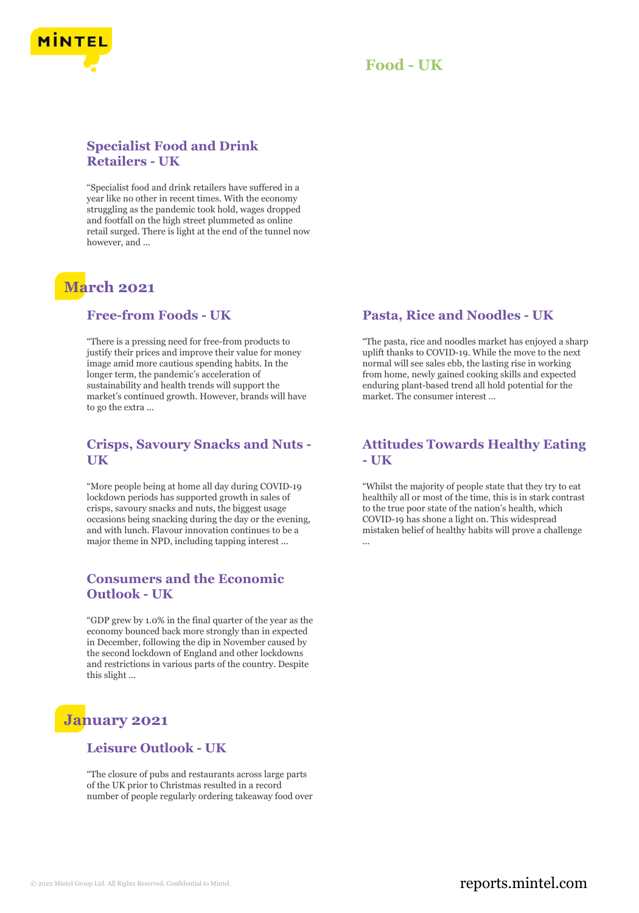## Specialist Food and Drink Retailers - UK

"Specialist food and drink retailers have suffered in a year like no other in recent times. With the economy struggling as the pandemic took hold, wages dropped and footfall on the high street plummeted as online retail surged. There is light at the end of the tunnel now however, and ...

# March 2021

## Free-from Foods - UK

"There is a pressing need for free-from products to justify their prices and improve their value for money image amid more cautious spending habits. In the longer term, the pandemic's acceleration of sustainability and health trends will support the market's continued growth. However, brands will have to go the extra ...

## Crisps, Savoury Snacks and Nuts - UK

"More people being at home all day during COVID-19 lockdown periods has supported growth in sales of crisps, savoury snacks and nuts, the biggest usage occasions being snacking during the day or the evening, and with lunch. Flavour innovation continues to be a major theme in NPD, including tapping interest ...

## Consumers and the Economic Outlook - UK

"GDP grew by 1.0% in the final quarter of the year as the economy bounced back more strongly than in expected in December, following the dip in November caused by the second lockdown of England and other lockdowns and restrictions in various parts of the country. Despite this slight ...

## Pasta, Rice and Noodles - UK

"The pasta, rice and noodles market has enjoyed a sharp uplift thanks to COVID-19. While the move to the next normal will see sales ebb, the lasting rise in working from home, newly gained cooking skills and expected enduring plant-based trend all hold potential for the market. The consumer interest ...

## Attitudes Towards Healthy Eating - UK

"Whilst the majority of people state that they try to eat healthily all or most of the time, this is in stark contrast to the true poor state of the nation's health, which COVID-19 has shone a light on. This widespread mistaken belief of healthy habits will prove a challenge ...

# January 2021

## Leisure Outlook - UK

"The closure of pubs and restaurants across large parts of the UK prior to Christmas resulted in a record number of people regularly ordering takeaway food over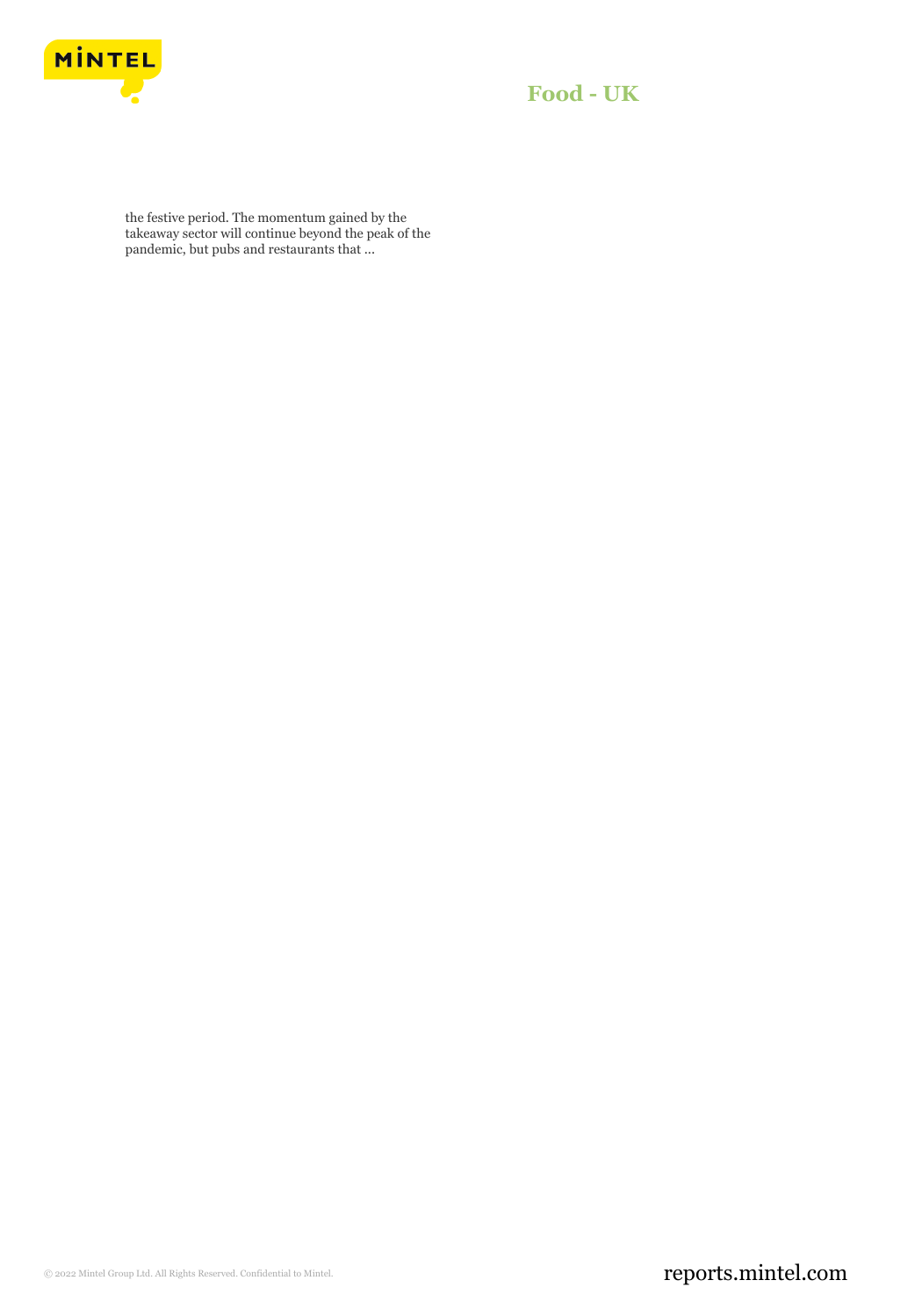the festive period. The momentum gained by the takeaway sector will continue beyond the peak of the pandemic, but pubs and restaurants that ...